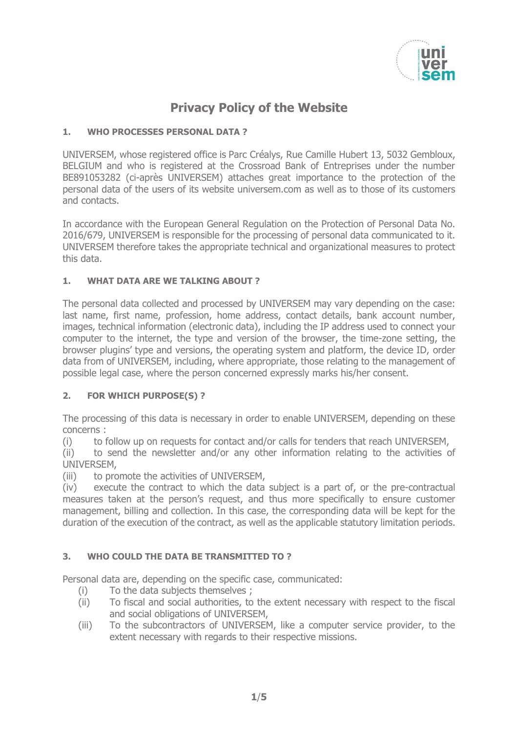# Privacy Policy of the Website

## 1. WHO PROCESSES PERSONAL DATA ?

UNIVERSEM, whose registered office is Parc Créalys, Rue Camille Hubert 13, 5032 Gembloux, BELGIUM and who is registered at the Crossroad Bank of Entreprises under the number BE891053282 (ci-après UNIVERSEM) attaches great importance to the protection of the personal data of the users of its website universem.com as well as to those of its customers and contacts.

In accordance with the European General Regulation on the Protection of Personal Data No. 2016/679, UNIVERSEM is responsible for the processing of personal data communicated to it. UNIVERSEM therefore takes the appropriate technical and organizational measures to protect this data.

## 1. WHAT DATA ARE WE TALKING ABOUT ?

The personal data collected and processed by UNIVERSEM may vary depending on the case: last name, first name, profession, home address, contact details, bank account number, images, technical information (electronic data), including the IP address used to connect your computer to the internet, the type and version of the browser, the time-zone setting, the browser plugins' type and versions, the operating system and platform, the device ID, order data from of UNIVERSEM, including, where appropriate, those relating to the management of possible legal case, where the person concerned expressly marks his/her consent.

## 2. FOR WHICH PURPOSE(S) ?

The processing of this data is necessary in order to enable UNIVERSEM, depending on these concerns :

(i) to follow up on requests for contact and/or calls for tenders that reach UNIVERSEM,
(ii) to send the newsletter and/or any other information relating to the activities of UNIVERSEM,
(iii) to promote the activities of UNIVERSEM,
(iv) execute the contract to which the data subject is a part of, or the pre-contractual measures taken at the person's request, and thus more specifically to ensure customer management, billing and collection. In this case, the corresponding data will be kept for the duration of the execution of the contract, as well as the applicable statutory limitation periods.

## 3. WHO COULD THE DATA BE TRANSMITTED TO ?

Personal data are, depending on the specific case, communicated:

(i) To the data subjects themselves ;
(ii) To fiscal and social authorities, to the extent necessary with respect to the fiscal and social obligations of UNIVERSEM,
(iii) To the subcontractors of UNIVERSEM, like a computer service provider, to the extent necessary with regards to their respective missions.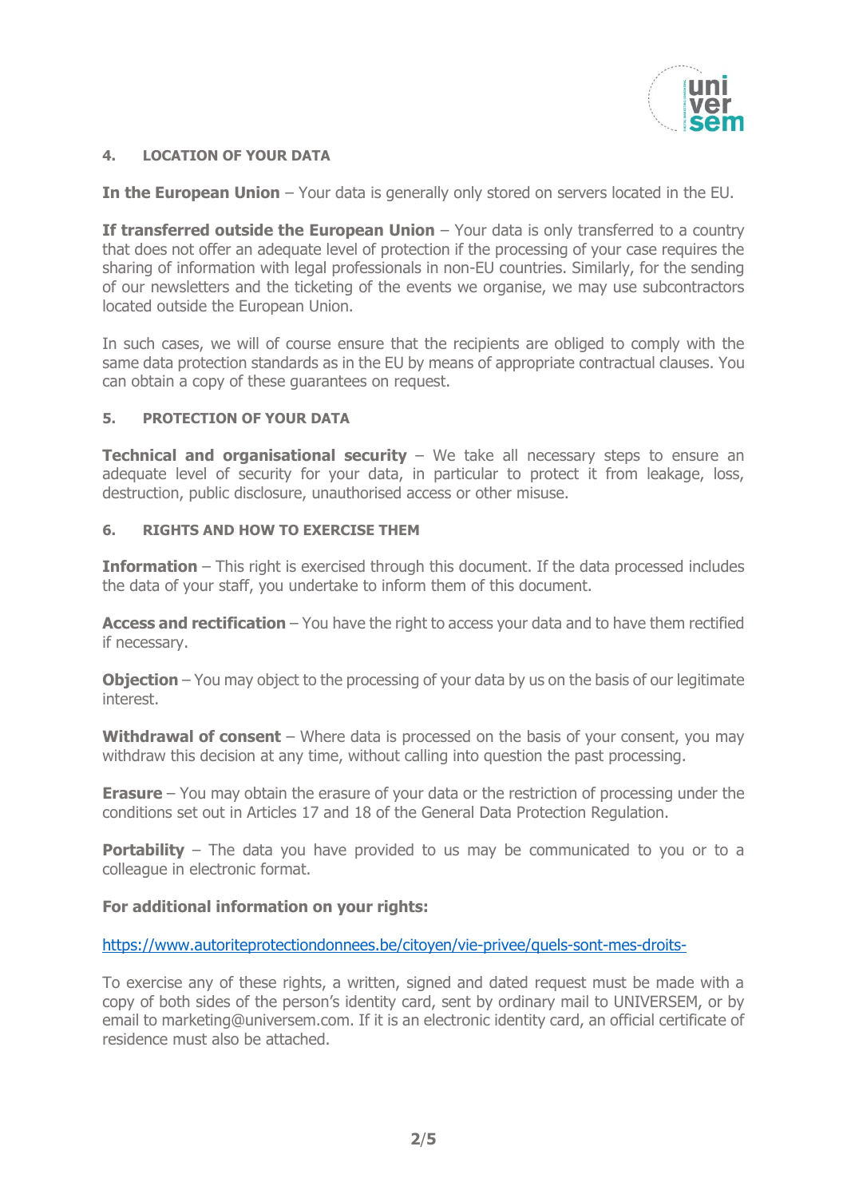## 4. LOCATION OF YOUR DATA

**In the European Union** – Your data is generally only stored on servers located in the EU.

**If transferred outside the European Union** – Your data is only transferred to a country that does not offer an adequate level of protection if the processing of your case requires the sharing of information with legal professionals in non-EU countries. Similarly, for the sending of our newsletters and the ticketing of the events we organise, we may use subcontractors located outside the European Union.

In such cases, we will of course ensure that the recipients are obliged to comply with the same data protection standards as in the EU by means of appropriate contractual clauses. You can obtain a copy of these guarantees on request.

## 5. PROTECTION OF YOUR DATA

**Technical and organisational security** – We take all necessary steps to ensure an adequate level of security for your data, in particular to protect it from leakage, loss, destruction, public disclosure, unauthorised access or other misuse.

## 6. RIGHTS AND HOW TO EXERCISE THEM

**Information** – This right is exercised through this document. If the data processed includes the data of your staff, you undertake to inform them of this document.

**Access and rectification** – You have the right to access your data and to have them rectified if necessary.

**Objection** – You may object to the processing of your data by us on the basis of our legitimate interest.

**Withdrawal of consent** – Where data is processed on the basis of your consent, you may withdraw this decision at any time, without calling into question the past processing.

**Erasure** – You may obtain the erasure of your data or the restriction of processing under the conditions set out in Articles 17 and 18 of the General Data Protection Regulation.

**Portability** – The data you have provided to us may be communicated to you or to a colleague in electronic format.

**For additional information on your rights:**

https://www.autoriteprotectiondonnees.be/citoyen/vie-privee/quels-sont-mes-droits-

To exercise any of these rights, a written, signed and dated request must be made with a copy of both sides of the person's identity card, sent by ordinary mail to UNIVERSEM, or by email to marketing@universem.com. If it is an electronic identity card, an official certificate of residence must also be attached.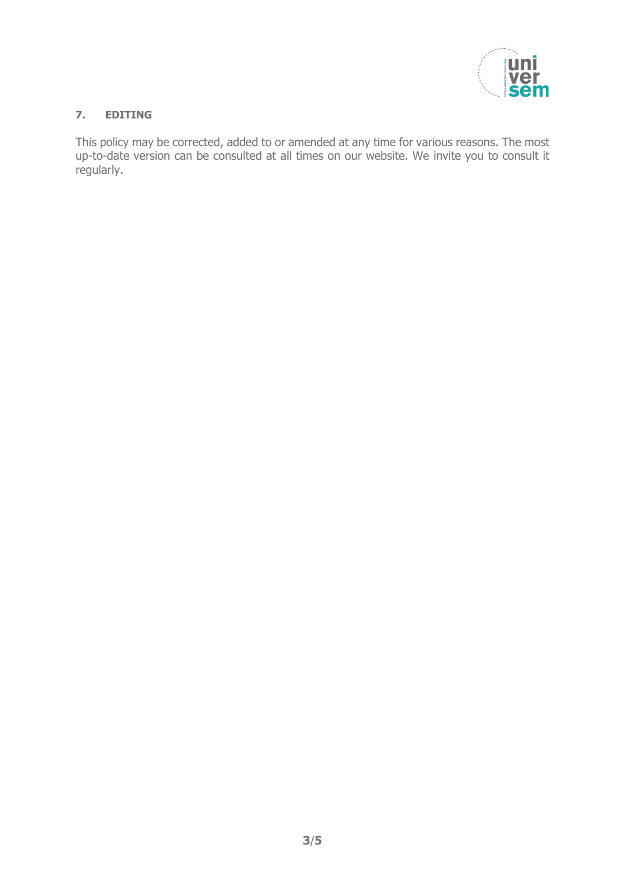## 7. EDITING

This policy may be corrected, added to or amended at any time for various reasons. The most up-to-date version can be consulted at all times on our website. We invite you to consult it regularly.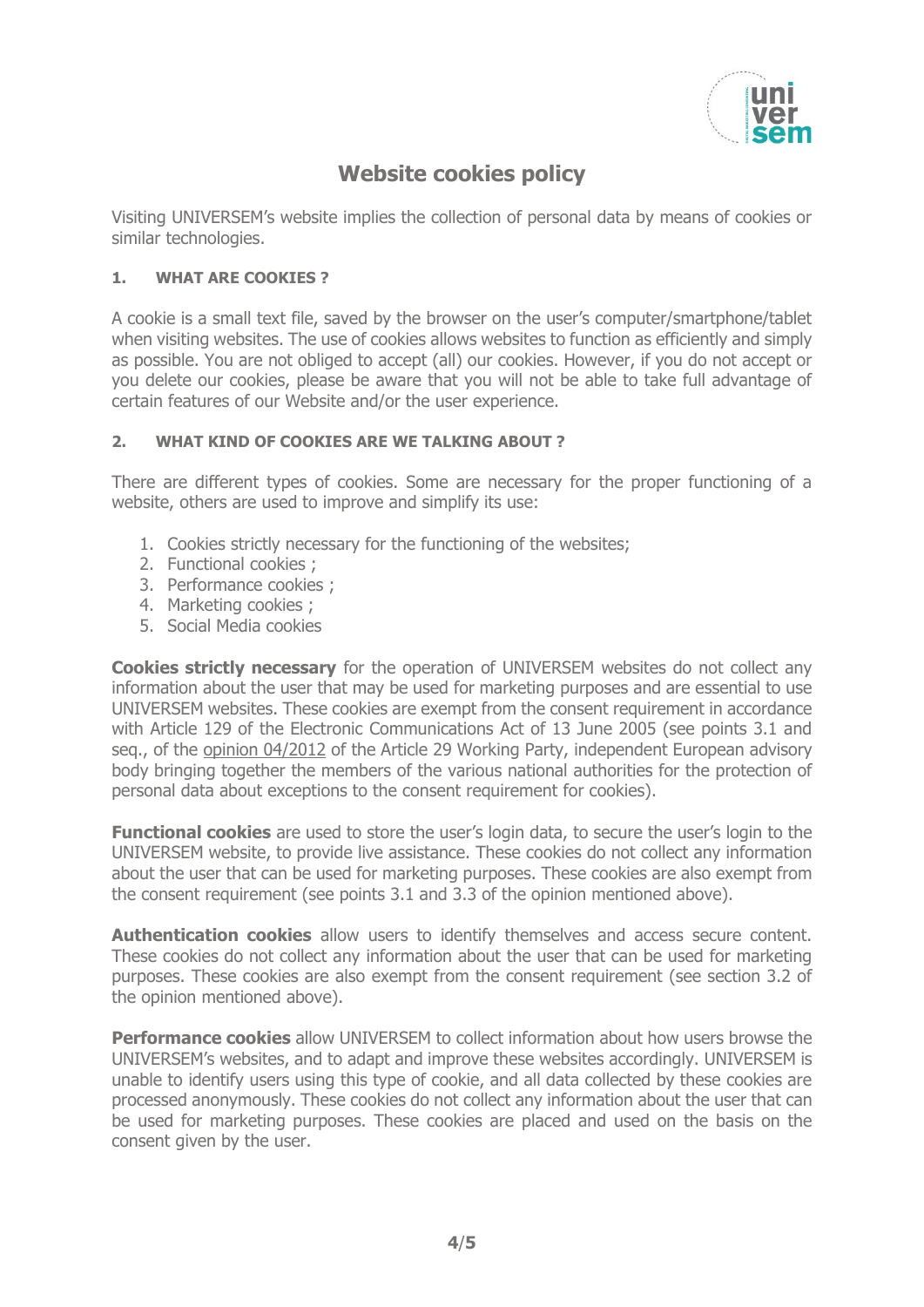# Website cookies policy

Visiting UNIVERSEM's website implies the collection of personal data by means of cookies or similar technologies.

## 1. WHAT ARE COOKIES ?

A cookie is a small text file, saved by the browser on the user's computer/smartphone/tablet when visiting websites. The use of cookies allows websites to function as efficiently and simply as possible. You are not obliged to accept (all) our cookies. However, if you do not accept or you delete our cookies, please be aware that you will not be able to take full advantage of certain features of our Website and/or the user experience.

## 2. WHAT KIND OF COOKIES ARE WE TALKING ABOUT ?

There are different types of cookies. Some are necessary for the proper functioning of a website, others are used to improve and simplify its use:

1. Cookies strictly necessary for the functioning of the websites;
2. Functional cookies ;
3. Performance cookies ;
4. Marketing cookies ;
5. Social Media cookies

**Cookies strictly necessary** for the operation of UNIVERSEM websites do not collect any information about the user that may be used for marketing purposes and are essential to use UNIVERSEM websites. These cookies are exempt from the consent requirement in accordance with Article 129 of the Electronic Communications Act of 13 June 2005 (see points 3.1 and seq., of the opinion 04/2012 of the Article 29 Working Party, independent European advisory body bringing together the members of the various national authorities for the protection of personal data about exceptions to the consent requirement for cookies).

**Functional cookies** are used to store the user's login data, to secure the user's login to the UNIVERSEM website, to provide live assistance. These cookies do not collect any information about the user that can be used for marketing purposes. These cookies are also exempt from the consent requirement (see points 3.1 and 3.3 of the opinion mentioned above).

**Authentication cookies** allow users to identify themselves and access secure content. These cookies do not collect any information about the user that can be used for marketing purposes. These cookies are also exempt from the consent requirement (see section 3.2 of the opinion mentioned above).

**Performance cookies** allow UNIVERSEM to collect information about how users browse the UNIVERSEM's websites, and to adapt and improve these websites accordingly. UNIVERSEM is unable to identify users using this type of cookie, and all data collected by these cookies are processed anonymously. These cookies do not collect any information about the user that can be used for marketing purposes. These cookies are placed and used on the basis on the consent given by the user.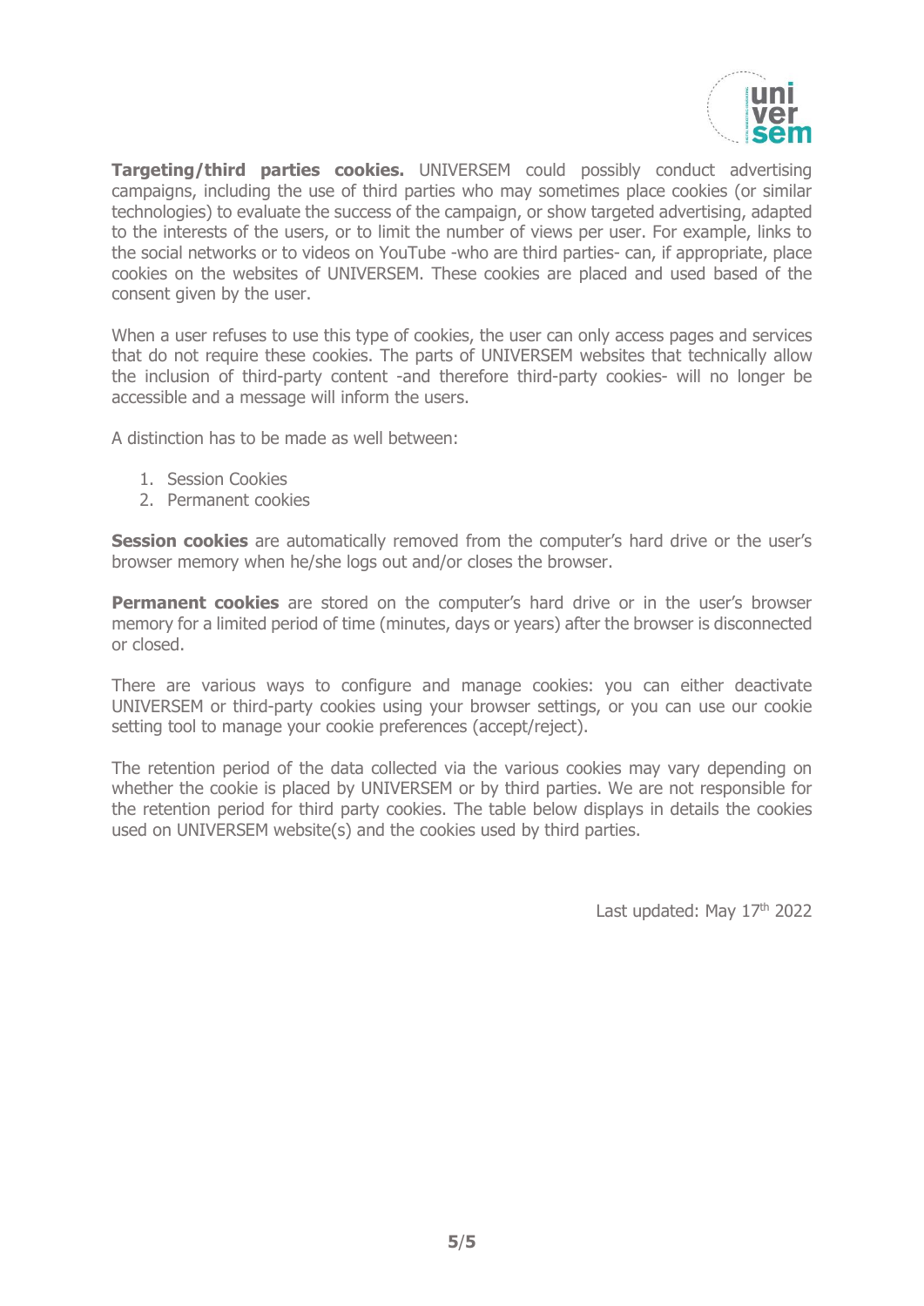**Targeting/third parties cookies.** UNIVERSEM could possibly conduct advertising campaigns, including the use of third parties who may sometimes place cookies (or similar technologies) to evaluate the success of the campaign, or show targeted advertising, adapted to the interests of the users, or to limit the number of views per user. For example, links to the social networks or to videos on YouTube -who are third parties- can, if appropriate, place cookies on the websites of UNIVERSEM. These cookies are placed and used based of the consent given by the user.

When a user refuses to use this type of cookies, the user can only access pages and services that do not require these cookies. The parts of UNIVERSEM websites that technically allow the inclusion of third-party content -and therefore third-party cookies- will no longer be accessible and a message will inform the users.

A distinction has to be made as well between:

1. Session Cookies
2. Permanent cookies

**Session cookies** are automatically removed from the computer's hard drive or the user's browser memory when he/she logs out and/or closes the browser.

**Permanent cookies** are stored on the computer's hard drive or in the user's browser memory for a limited period of time (minutes, days or years) after the browser is disconnected or closed.

There are various ways to configure and manage cookies: you can either deactivate UNIVERSEM or third-party cookies using your browser settings, or you can use our cookie setting tool to manage your cookie preferences (accept/reject).

The retention period of the data collected via the various cookies may vary depending on whether the cookie is placed by UNIVERSEM or by third parties. We are not responsible for the retention period for third party cookies. The table below displays in details the cookies used on UNIVERSEM website(s) and the cookies used by third parties.

Last updated: May 17th 2022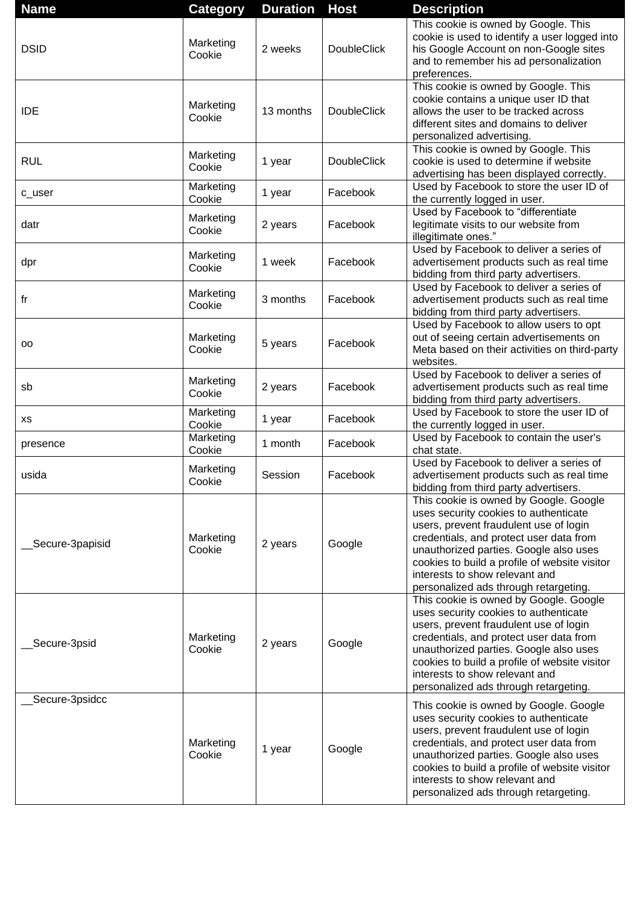| Name | Category | Duration | Host | Description |
| --- | --- | --- | --- | --- |
| DSID | Marketing Cookie | 2 weeks | DoubleClick | This cookie is owned by Google. This cookie is used to identify a user logged into his Google Account on non-Google sites and to remember his ad personalization preferences. |
| IDE | Marketing Cookie | 13 months | DoubleClick | This cookie is owned by Google. This cookie contains a unique user ID that allows the user to be tracked across different sites and domains to deliver personalized advertising. |
| RUL | Marketing Cookie | 1 year | DoubleClick | This cookie is owned by Google. This cookie is used to determine if website advertising has been displayed correctly. |
| c_user | Marketing Cookie | 1 year | Facebook | Used by Facebook to store the user ID of the currently logged in user. |
| datr | Marketing Cookie | 2 years | Facebook | Used by Facebook to “differentiate legitimate visits to our website from illegitimate ones.” |
| dpr | Marketing Cookie | 1 week | Facebook | Used by Facebook to deliver a series of advertisement products such as real time bidding from third party advertisers. |
| fr | Marketing Cookie | 3 months | Facebook | Used by Facebook to deliver a series of advertisement products such as real time bidding from third party advertisers. |
| oo | Marketing Cookie | 5 years | Facebook | Used by Facebook to allow users to opt out of seeing certain advertisements on Meta based on their activities on third-party websites. |
| sb | Marketing Cookie | 2 years | Facebook | Used by Facebook to deliver a series of advertisement products such as real time bidding from third party advertisers. |
| xs | Marketing Cookie | 1 year | Facebook | Used by Facebook to store the user ID of the currently logged in user. |
| presence | Marketing Cookie | 1 month | Facebook | Used by Facebook to contain the user's chat state. |
| usida | Marketing Cookie | Session | Facebook | Used by Facebook to deliver a series of advertisement products such as real time bidding from third party advertisers. |
| __Secure-3papisid | Marketing Cookie | 2 years | Google | This cookie is owned by Google. Google uses security cookies to authenticate users, prevent fraudulent use of login credentials, and protect user data from unauthorized parties. Google also uses cookies to build a profile of website visitor interests to show relevant and personalized ads through retargeting. |
| __Secure-3psid | Marketing Cookie | 2 years | Google | This cookie is owned by Google. Google uses security cookies to authenticate users, prevent fraudulent use of login credentials, and protect user data from unauthorized parties. Google also uses cookies to build a profile of website visitor interests to show relevant and personalized ads through retargeting. |
| __Secure-3psidcc | Marketing Cookie | 1 year | Google | This cookie is owned by Google. Google uses security cookies to authenticate users, prevent fraudulent use of login credentials, and protect user data from unauthorized parties. Google also uses cookies to build a profile of website visitor interests to show relevant and personalized ads through retargeting. |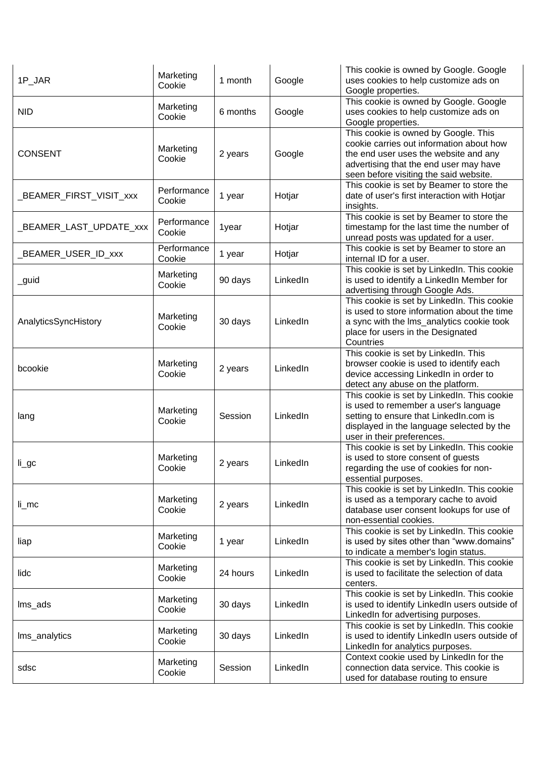| | | | | |
|---|---|---|---|---|
| 1P_JAR | Marketing Cookie | 1 month | Google | This cookie is owned by Google. Google uses cookies to help customize ads on Google properties. |
| NID | Marketing Cookie | 6 months | Google | This cookie is owned by Google. Google uses cookies to help customize ads on Google properties. |
| CONSENT | Marketing Cookie | 2 years | Google | This cookie is owned by Google. This cookie carries out information about how the end user uses the website and any advertising that the end user may have seen before visiting the said website. |
| _BEAMER_FIRST_VISIT_xxx | Performance Cookie | 1 year | Hotjar | This cookie is set by Beamer to store the date of user's first interaction with Hotjar insights. |
| _BEAMER_LAST_UPDATE_xxx | Performance Cookie | 1year | Hotjar | This cookie is set by Beamer to store the timestamp for the last time the number of unread posts was updated for a user. |
| _BEAMER_USER_ID_xxx | Performance Cookie | 1 year | Hotjar | This cookie is set by Beamer to store an internal ID for a user. |
| _guid | Marketing Cookie | 90 days | LinkedIn | This cookie is set by LinkedIn. This cookie is used to identify a LinkedIn Member for advertising through Google Ads. |
| AnalyticsSyncHistory | Marketing Cookie | 30 days | LinkedIn | This cookie is set by LinkedIn. This cookie is used to store information about the time a sync with the lms_analytics cookie took place for users in the Designated Countries |
| bcookie | Marketing Cookie | 2 years | LinkedIn | This cookie is set by LinkedIn. This browser cookie is used to identify each device accessing LinkedIn in order to detect any abuse on the platform. |
| lang | Marketing Cookie | Session | LinkedIn | This cookie is set by LinkedIn. This cookie is used to remember a user's language setting to ensure that LinkedIn.com is displayed in the language selected by the user in their preferences. |
| li_gc | Marketing Cookie | 2 years | LinkedIn | This cookie is set by LinkedIn. This cookie is used to store consent of guests regarding the use of cookies for non-essential purposes. |
| li_mc | Marketing Cookie | 2 years | LinkedIn | This cookie is set by LinkedIn. This cookie is used as a temporary cache to avoid database user consent lookups for use of non-essential cookies. |
| liap | Marketing Cookie | 1 year | LinkedIn | This cookie is set by LinkedIn. This cookie is used by sites other than "www.domains" to indicate a member's login status. |
| lidc | Marketing Cookie | 24 hours | LinkedIn | This cookie is set by LinkedIn. This cookie is used to facilitate the selection of data centers. |
| lms_ads | Marketing Cookie | 30 days | LinkedIn | This cookie is set by LinkedIn. This cookie is used to identify LinkedIn users outside of LinkedIn for advertising purposes. |
| lms_analytics | Marketing Cookie | 30 days | LinkedIn | This cookie is set by LinkedIn. This cookie is used to identify LinkedIn users outside of LinkedIn for analytics purposes. |
| sdsc | Marketing Cookie | Session | LinkedIn | Context cookie used by LinkedIn for the connection data service. This cookie is used for database routing to ensure |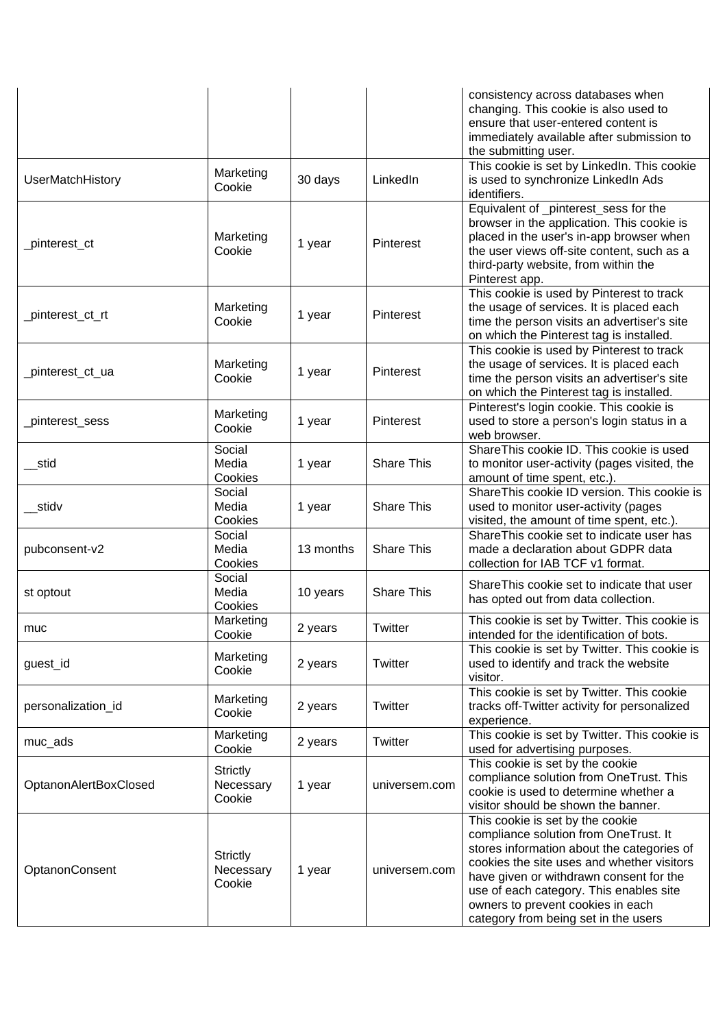| | | | | consistency across databases when changing. This cookie is also used to ensure that user-entered content is immediately available after submission to the submitting user. |
|---|---|---|---|---|
| UserMatchHistory | Marketing Cookie | 30 days | LinkedIn | This cookie is set by LinkedIn. This cookie is used to synchronize LinkedIn Ads identifiers. |
| _pinterest_ct | Marketing Cookie | 1 year | Pinterest | Equivalent of _pinterest_sess for the browser in the application. This cookie is placed in the user's in-app browser when the user views off-site content, such as a third-party website, from within the Pinterest app. |
| _pinterest_ct_rt | Marketing Cookie | 1 year | Pinterest | This cookie is used by Pinterest to track the usage of services. It is placed each time the person visits an advertiser's site on which the Pinterest tag is installed. |
| _pinterest_ct_ua | Marketing Cookie | 1 year | Pinterest | This cookie is used by Pinterest to track the usage of services. It is placed each time the person visits an advertiser's site on which the Pinterest tag is installed. |
| _pinterest_sess | Marketing Cookie | 1 year | Pinterest | Pinterest's login cookie. This cookie is used to store a person's login status in a web browser. |
| __stid | Social Media Cookies | 1 year | Share This | ShareThis cookie ID. This cookie is used to monitor user-activity (pages visited, the amount of time spent, etc.). |
| __stidv | Social Media Cookies | 1 year | Share This | ShareThis cookie ID version. This cookie is used to monitor user-activity (pages visited, the amount of time spent, etc.). |
| pubconsent-v2 | Social Media Cookies | 13 months | Share This | ShareThis cookie set to indicate user has made a declaration about GDPR data collection for IAB TCF v1 format. |
| st optout | Social Media Cookies | 10 years | Share This | ShareThis cookie set to indicate that user has opted out from data collection. |
| muc | Marketing Cookie | 2 years | Twitter | This cookie is set by Twitter. This cookie is intended for the identification of bots. |
| guest_id | Marketing Cookie | 2 years | Twitter | This cookie is set by Twitter. This cookie is used to identify and track the website visitor. |
| personalization_id | Marketing Cookie | 2 years | Twitter | This cookie is set by Twitter. This cookie tracks off-Twitter activity for personalized experience. |
| muc_ads | Marketing Cookie | 2 years | Twitter | This cookie is set by Twitter. This cookie is used for advertising purposes. |
| OptanonAlertBoxClosed | Strictly Necessary Cookie | 1 year | universem.com | This cookie is set by the cookie compliance solution from OneTrust. This cookie is used to determine whether a visitor should be shown the banner. |
| OptanonConsent | Strictly Necessary Cookie | 1 year | universem.com | This cookie is set by the cookie compliance solution from OneTrust. It stores information about the categories of cookies the site uses and whether visitors have given or withdrawn consent for the use of each category. This enables site owners to prevent cookies in each category from being set in the users |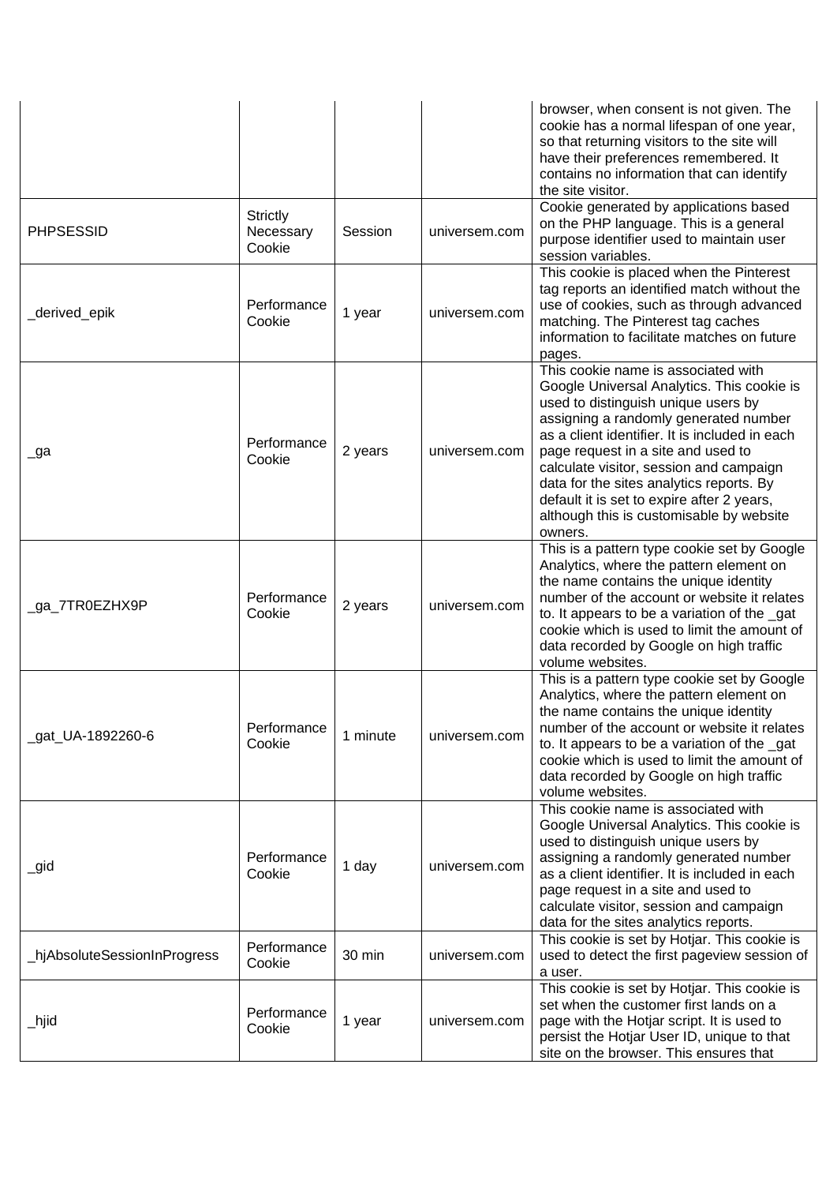| | | | | browser, when consent is not given. The cookie has a normal lifespan of one year, so that returning visitors to the site will have their preferences remembered. It contains no information that can identify the site visitor. |
|---|---|---|---|---|
| PHPSESSID | Strictly Necessary Cookie | Session | universem.com | Cookie generated by applications based on the PHP language. This is a general purpose identifier used to maintain user session variables. |
| _derived_epik | Performance Cookie | 1 year | universem.com | This cookie is placed when the Pinterest tag reports an identified match without the use of cookies, such as through advanced matching. The Pinterest tag caches information to facilitate matches on future pages. |
| _ga | Performance Cookie | 2 years | universem.com | This cookie name is associated with Google Universal Analytics. This cookie is used to distinguish unique users by assigning a randomly generated number as a client identifier. It is included in each page request in a site and used to calculate visitor, session and campaign data for the sites analytics reports. By default it is set to expire after 2 years, although this is customisable by website owners. |
| _ga_7TR0EZHX9P | Performance Cookie | 2 years | universem.com | This is a pattern type cookie set by Google Analytics, where the pattern element on the name contains the unique identity number of the account or website it relates to. It appears to be a variation of the _gat cookie which is used to limit the amount of data recorded by Google on high traffic volume websites. |
| _gat_UA-1892260-6 | Performance Cookie | 1 minute | universem.com | This is a pattern type cookie set by Google Analytics, where the pattern element on the name contains the unique identity number of the account or website it relates to. It appears to be a variation of the _gat cookie which is used to limit the amount of data recorded by Google on high traffic volume websites. |
| _gid | Performance Cookie | 1 day | universem.com | This cookie name is associated with Google Universal Analytics. This cookie is used to distinguish unique users by assigning a randomly generated number as a client identifier. It is included in each page request in a site and used to calculate visitor, session and campaign data for the sites analytics reports. |
| _hjAbsoluteSessionInProgress | Performance Cookie | 30 min | universem.com | This cookie is set by Hotjar. This cookie is used to detect the first pageview session of a user. |
| _hjid | Performance Cookie | 1 year | universem.com | This cookie is set by Hotjar. This cookie is set when the customer first lands on a page with the Hotjar script. It is used to persist the Hotjar User ID, unique to that site on the browser. This ensures that |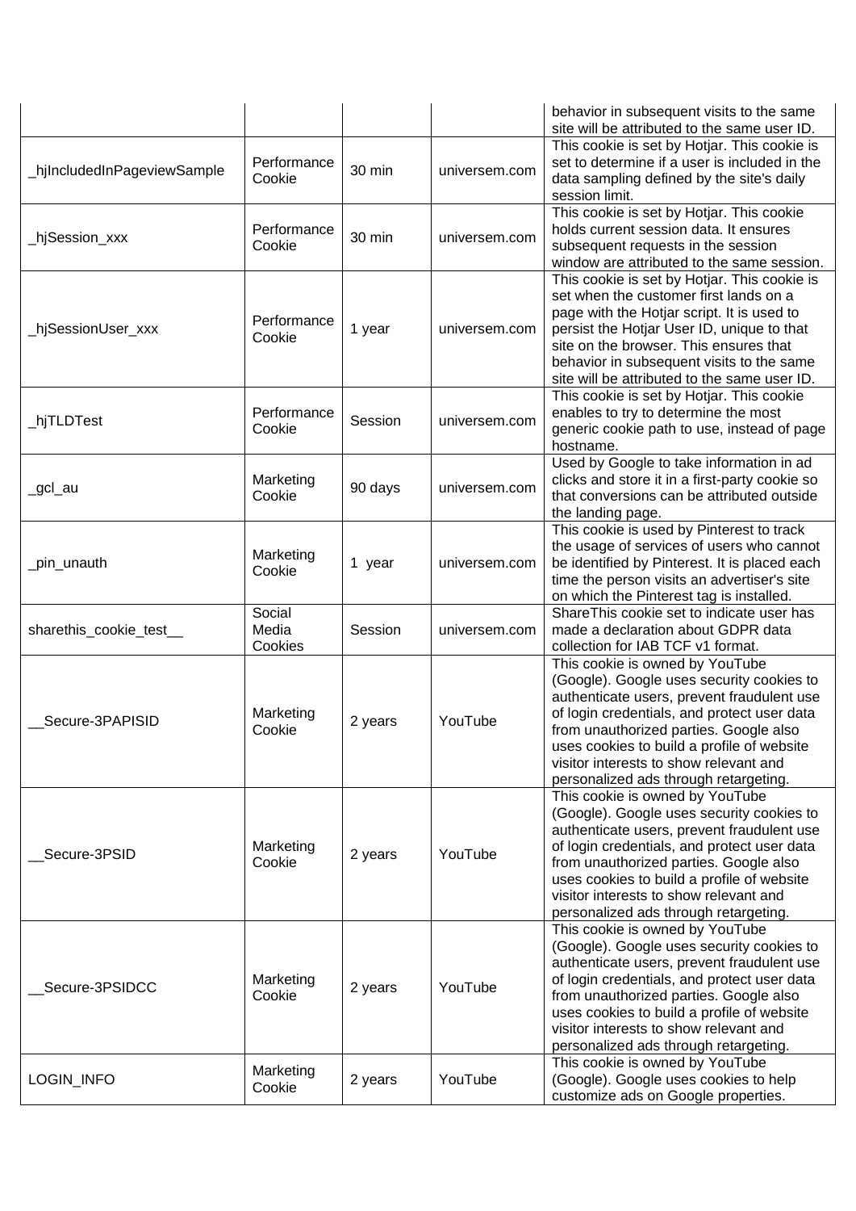| | | | | behavior in subsequent visits to the same site will be attributed to the same user ID. |
|---|---|---|---|---|
| _hjIncludedInPageviewSample | Performance Cookie | 30 min | universem.com | This cookie is set by Hotjar. This cookie is set to determine if a user is included in the data sampling defined by the site's daily session limit. |
| _hjSession_xxx | Performance Cookie | 30 min | universem.com | This cookie is set by Hotjar. This cookie holds current session data. It ensures subsequent requests in the session window are attributed to the same session. |
| _hjSessionUser_xxx | Performance Cookie | 1 year | universem.com | This cookie is set by Hotjar. This cookie is set when the customer first lands on a page with the Hotjar script. It is used to persist the Hotjar User ID, unique to that site on the browser. This ensures that behavior in subsequent visits to the same site will be attributed to the same user ID. |
| _hjTLDTest | Performance Cookie | Session | universem.com | This cookie is set by Hotjar. This cookie enables to try to determine the most generic cookie path to use, instead of page hostname. |
| _gcl_au | Marketing Cookie | 90 days | universem.com | Used by Google to take information in ad clicks and store it in a first-party cookie so that conversions can be attributed outside the landing page. |
| _pin_unauth | Marketing Cookie | 1 year | universem.com | This cookie is used by Pinterest to track the usage of services of users who cannot be identified by Pinterest. It is placed each time the person visits an advertiser's site on which the Pinterest tag is installed. |
| sharethis_cookie_test__ | Social Media Cookies | Session | universem.com | ShareThis cookie set to indicate user has made a declaration about GDPR data collection for IAB TCF v1 format. |
| __Secure-3PAPISID | Marketing Cookie | 2 years | YouTube | This cookie is owned by YouTube (Google). Google uses security cookies to authenticate users, prevent fraudulent use of login credentials, and protect user data from unauthorized parties. Google also uses cookies to build a profile of website visitor interests to show relevant and personalized ads through retargeting. |
| __Secure-3PSID | Marketing Cookie | 2 years | YouTube | This cookie is owned by YouTube (Google). Google uses security cookies to authenticate users, prevent fraudulent use of login credentials, and protect user data from unauthorized parties. Google also uses cookies to build a profile of website visitor interests to show relevant and personalized ads through retargeting. |
| __Secure-3PSIDCC | Marketing Cookie | 2 years | YouTube | This cookie is owned by YouTube (Google). Google uses security cookies to authenticate users, prevent fraudulent use of login credentials, and protect user data from unauthorized parties. Google also uses cookies to build a profile of website visitor interests to show relevant and personalized ads through retargeting. |
| LOGIN_INFO | Marketing Cookie | 2 years | YouTube | This cookie is owned by YouTube (Google). Google uses cookies to help customize ads on Google properties. |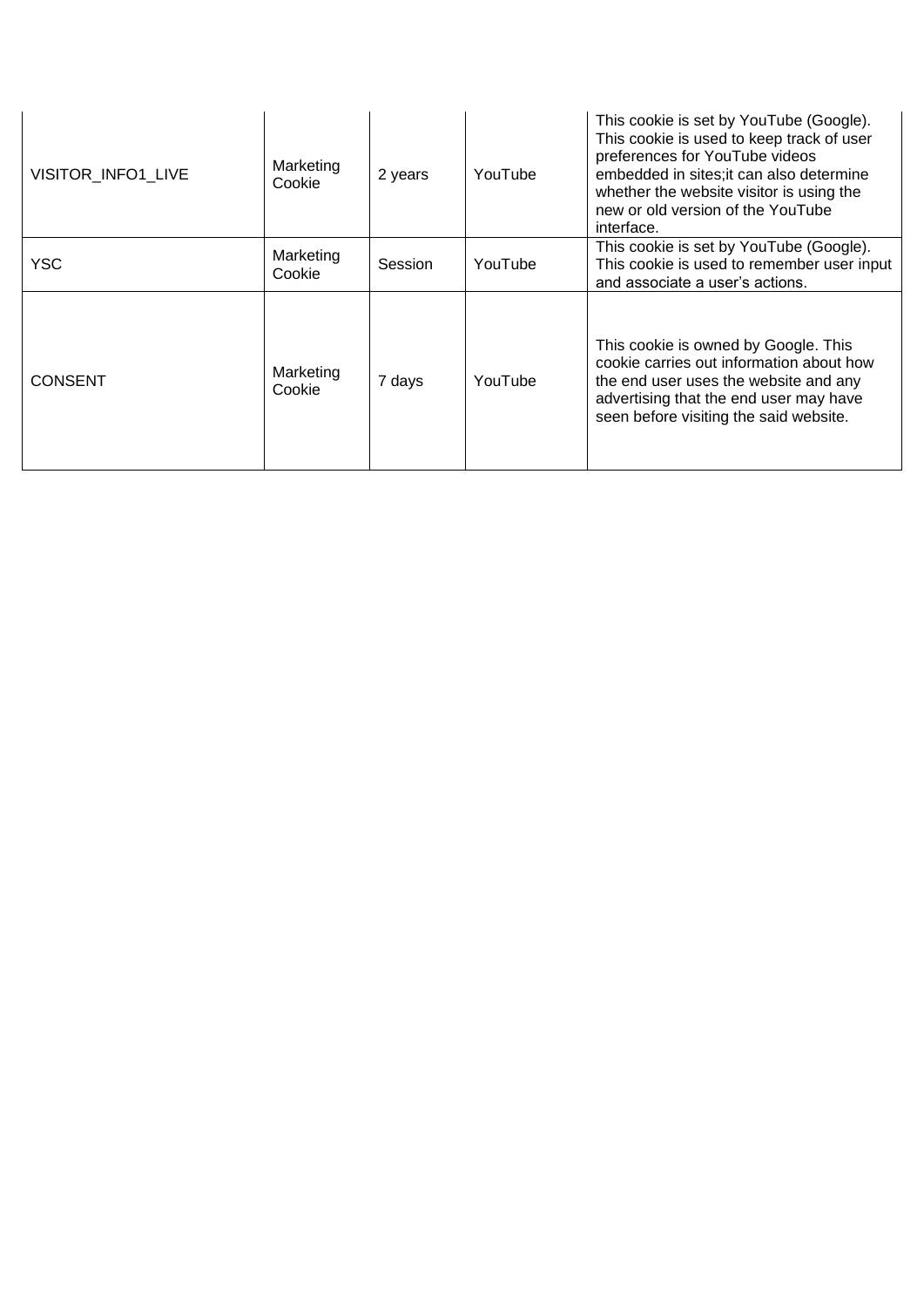| | | | | |
|---|---|---|---|---|
| VISITOR_INFO1_LIVE | Marketing Cookie | 2 years | YouTube | This cookie is set by YouTube (Google). This cookie is used to keep track of user preferences for YouTube videos embedded in sites;it can also determine whether the website visitor is using the new or old version of the YouTube interface. |
| YSC | Marketing Cookie | Session | YouTube | This cookie is set by YouTube (Google). This cookie is used to remember user input and associate a user's actions. |
| CONSENT | Marketing Cookie | 7 days | YouTube | This cookie is owned by Google. This cookie carries out information about how the end user uses the website and any advertising that the end user may have seen before visiting the said website. |